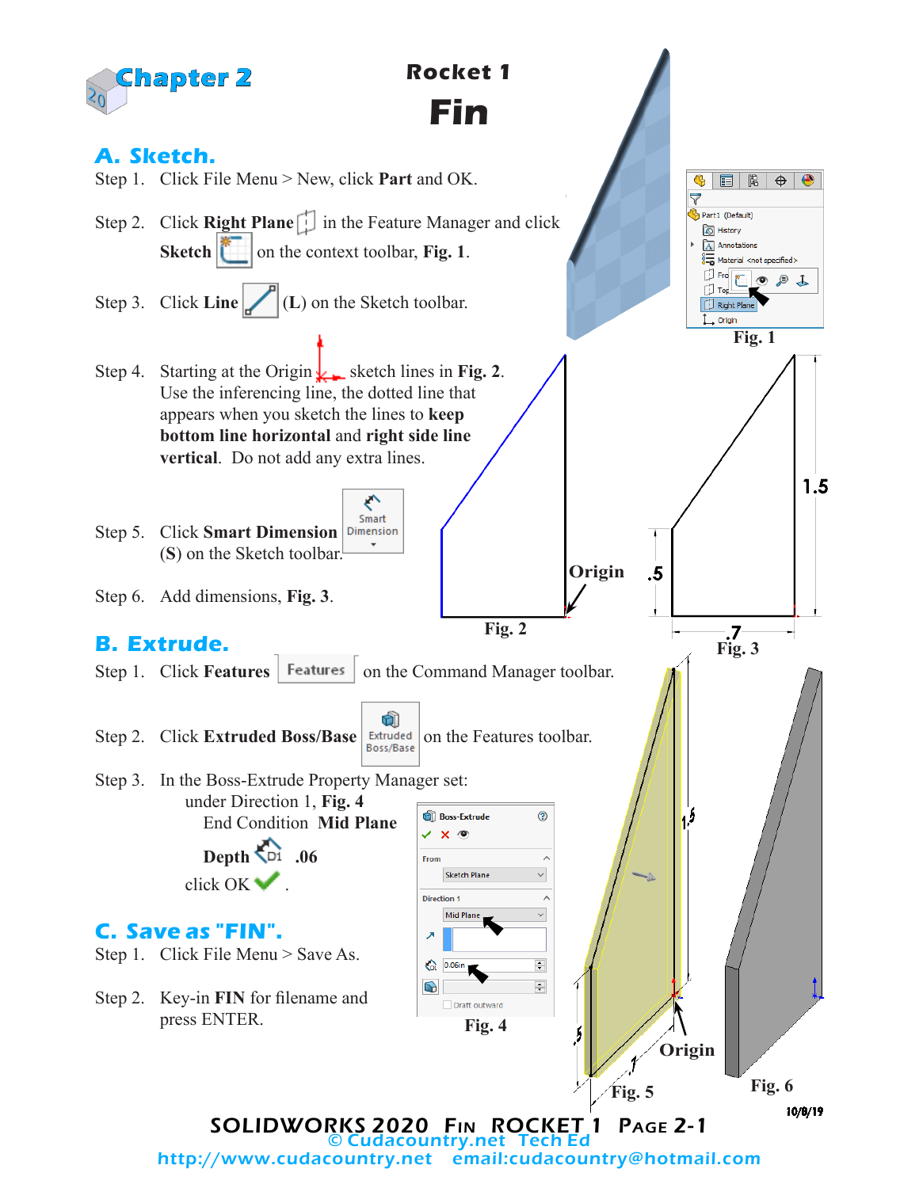# Chapter 2

## Rocket 1

# Fin

## A. Sketch.

Step 1. Click File Menu > New, click **Part** and OK.

Step 2. Click **Right Plane** in the Feature Manager and click **Sketch** on the context toolbar, **Fig. 1**.

Step 3. Click **Line** (**L**) on the Sketch toolbar.

Step 4. Starting at the Origin sketch lines in **Fig. 2**. Use the inferencing line, the dotted line that appears when you sketch the lines to **keep bottom line horizontal** and **right side line vertical**. Do not add any extra lines.

Step 5. Click **Smart Dimension** (**S**) on the Sketch toolbar.

Step 6. Add dimensions, **Fig. 3**.

Fig. 1

Fig. 2

Fig. 3

## B. Extrude.

Step 1. Click **Features** on the Command Manager toolbar.

Step 2. Click **Extruded Boss/Base** on the Features toolbar.

Step 3. In the Boss-Extrude Property Manager set:
 under Direction 1, **Fig. 4**
 End Condition **Mid Plane**
 **Depth** **.06**
 click OK.

Fig. 4

Fig. 5

Fig. 6

## C. Save as "FIN".

Step 1. Click File Menu > Save As.

Step 2. Key-in **FIN** for filename and press ENTER.

10/8/19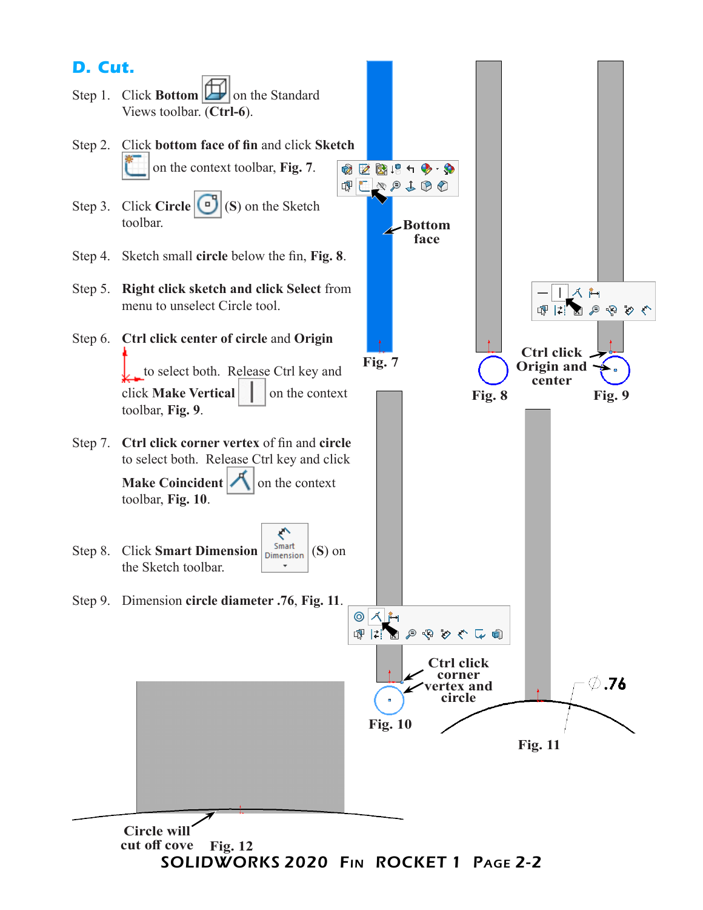## D. Cut.

Step 1. Click **Bottom** on the Standard Views toolbar. (**Ctrl-6**).

Step 2. Click **bottom face of fin** and click **Sketch** on the context toolbar, **Fig. 7**.

Step 3. Click **Circle** (**S**) on the Sketch toolbar.

Step 4. Sketch small **circle** below the fin, **Fig. 8**.

Step 5. **Right click sketch and click Select** from menu to unselect Circle tool.

Step 6. **Ctrl click center of circle** and **Origin** to select both. Release Ctrl key and click **Make Vertical** on the context toolbar, **Fig. 9**.

Step 7. **Ctrl click corner vertex** of fin and **circle** to select both. Release Ctrl key and click **Make Coincident** on the context toolbar, **Fig. 10**.

Step 8. Click **Smart Dimension** (**S**) on the Sketch toolbar.

Step 9. Dimension **circle diameter .76**, **Fig. 11**.

**Bottom face**

**Fig. 7**

**Fig. 8**

**Ctrl click Origin and center**

**Fig. 9**

**Ctrl click corner vertex and circle**

**Fig. 10**

∅.76

**Fig. 11**

**Circle will cut off cove**

**Fig. 12**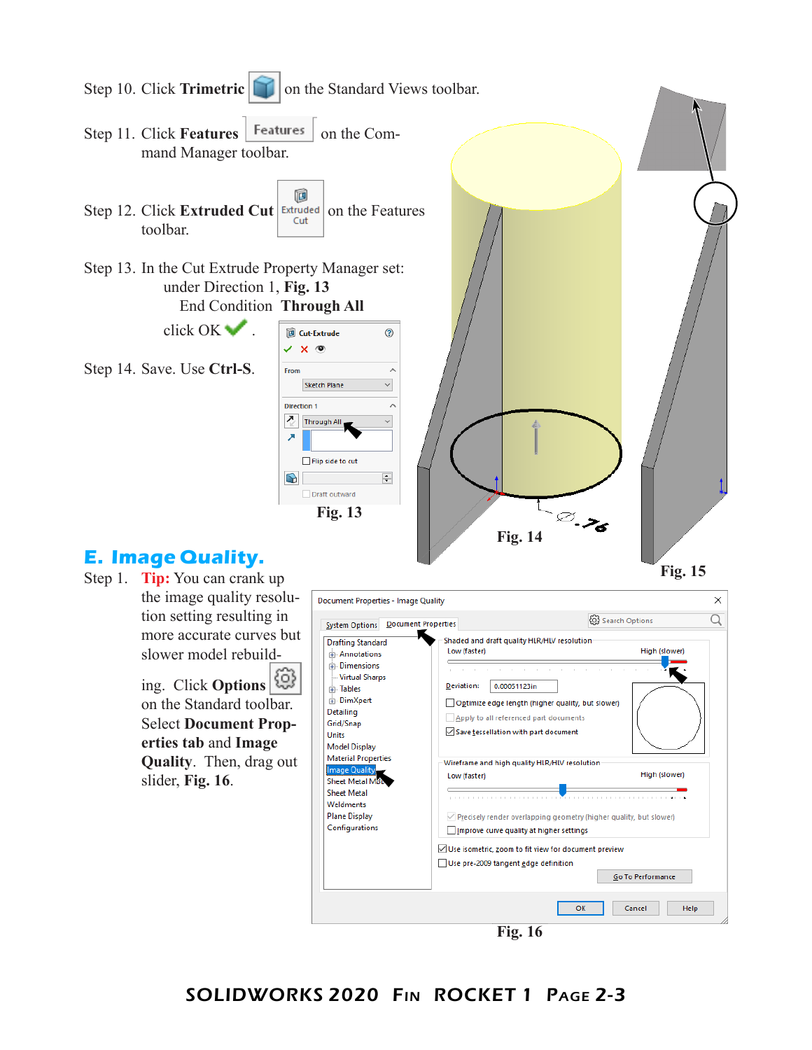Step 10. Click **Trimetric** on the Standard Views toolbar.

Step 11. Click **Features** on the Command Manager toolbar.

Step 12. Click **Extruded Cut** on the Features toolbar.

Step 13. In the Cut Extrude Property Manager set:
under Direction 1, **Fig. 13**
End Condition **Through All**
click OK.

Step 14. Save. Use **Ctrl-S**.

Fig. 13

Fig. 14

Fig. 15

## E. Image Quality.

Step 1. **Tip:** You can crank up the image quality resolution setting resulting in more accurate curves but slower model rebuilding. Click **Options** on the Standard toolbar. Select **Document Properties tab** and **Image Quality**. Then, drag out slider, **Fig. 16**.

Fig. 16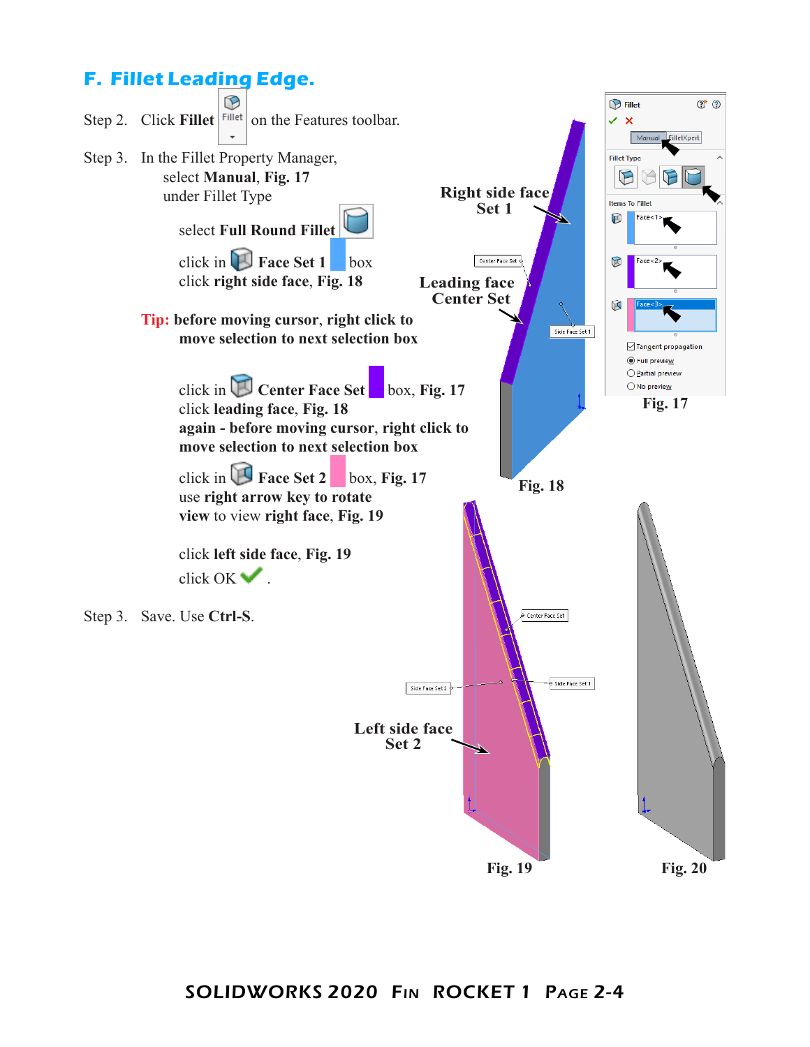## F. Fillet Leading Edge.

Step 2. Click **Fillet** Fillet on the Features toolbar.

Step 3. In the Fillet Property Manager,

select **Manual**, **Fig. 17**
under Fillet Type

select **Full Round Fillet**

click in **Face Set 1** box
click **right side face**, **Fig. 18**

**Tip: before moving cursor**, **right click to move selection to next selection box**

click in **Center Face Set** box, **Fig. 17**
click **leading face**, **Fig. 18**
**again - before moving cursor**, **right click to move selection to next selection box**

click in **Face Set 2** box, **Fig. 17**
use **right arrow key to rotate view** to view **right face**, **Fig. 19**

click **left side face**, **Fig. 19**
click OK .

Step 3. Save. Use **Ctrl-S**.

**Right side face Set 1**

**Leading face Center Set**

Fig. 18

Fig. 17

**Left side face Set 2**

Fig. 19

Fig. 20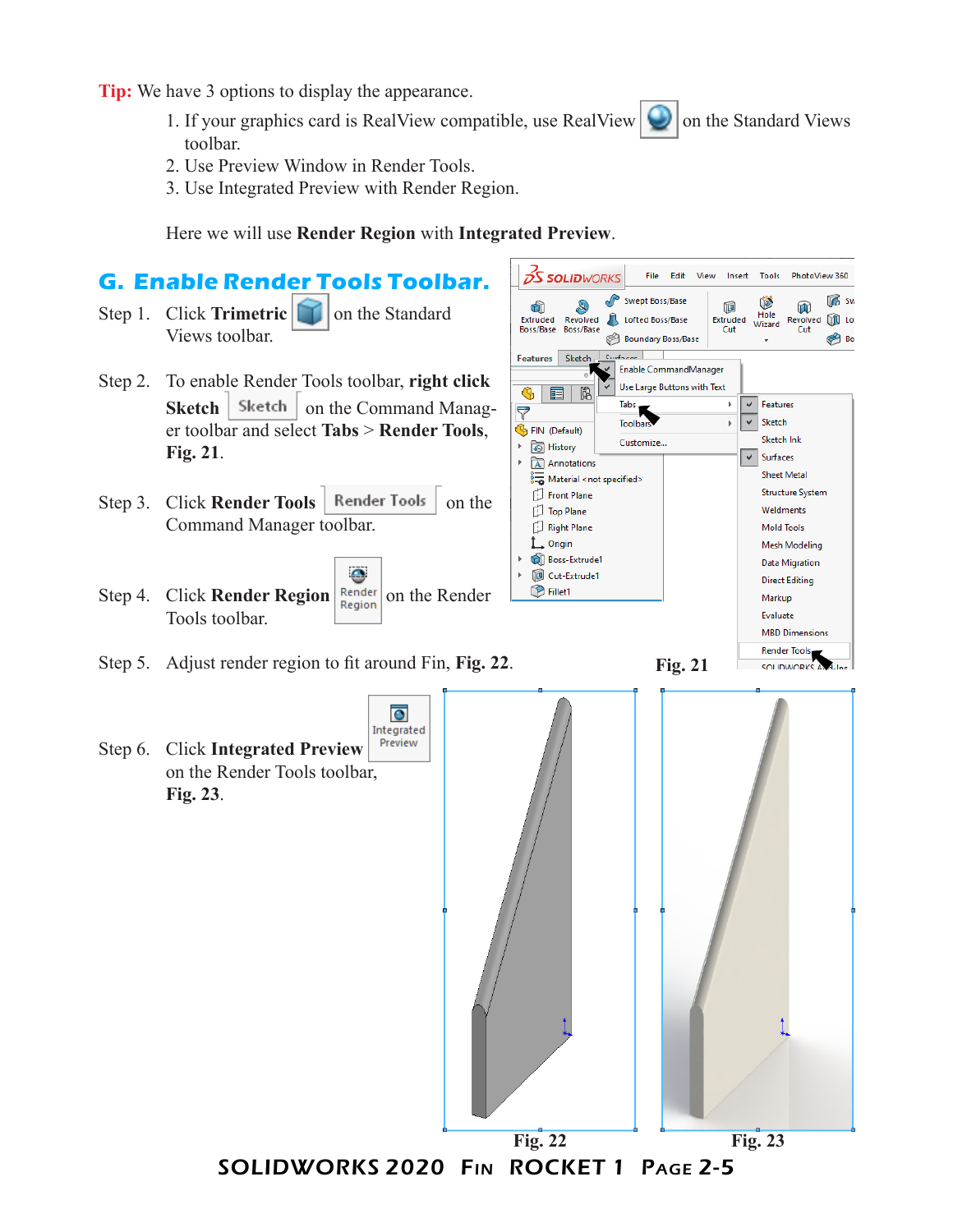**Tip:** We have 3 options to display the appearance.

1. If your graphics card is RealView compatible, use RealView on the Standard Views toolbar.
2. Use Preview Window in Render Tools.
3. Use Integrated Preview with Render Region.

Here we will use **Render Region** with **Integrated Preview**.

## G. Enable Render Tools Toolbar.

Step 1. Click **Trimetric** on the Standard Views toolbar.

Step 2. To enable Render Tools toolbar, **right click Sketch** Sketch on the Command Manager toolbar and select **Tabs** > **Render Tools**, **Fig. 21**.

Step 3. Click **Render Tools** Render Tools on the Command Manager toolbar.

Step 4. Click **Render Region** Render Region on the Render Tools toolbar.

Step 5. Adjust render region to fit around Fin, **Fig. 22**.

Step 6. Click **Integrated Preview** Integrated Preview on the Render Tools toolbar, **Fig. 23**.

**Fig. 21**

**Fig. 22**

**Fig. 23**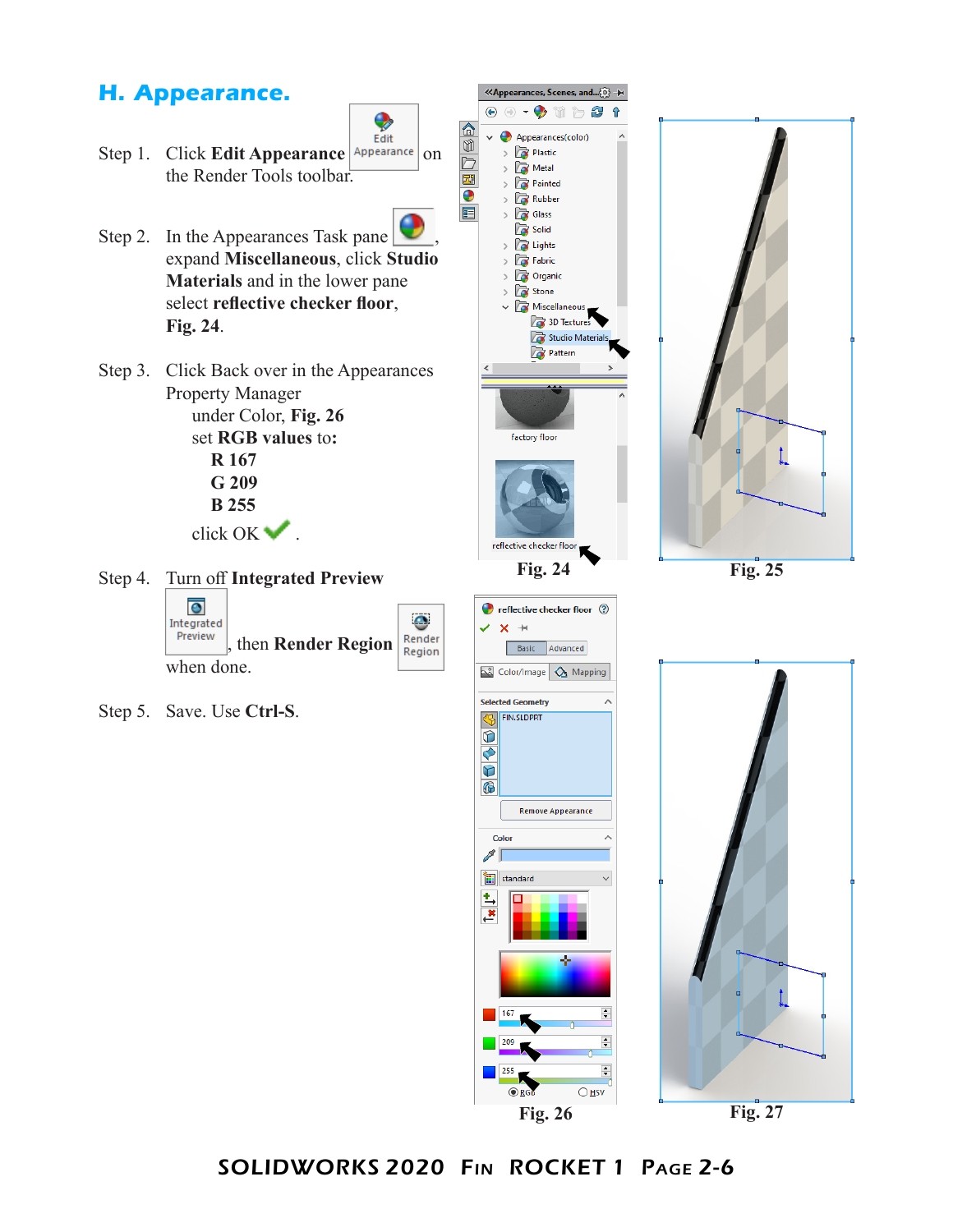## H. Appearance.

Step 1. Click **Edit Appearance** on the Render Tools toolbar.

Step 2. In the Appearances Task pane, expand **Miscellaneous**, click **Studio Materials** and in the lower pane select **reflective checker floor**, **Fig. 24**.

Step 3. Click Back over in the Appearances Property Manager
under Color, **Fig. 26**
set **RGB values** to:
**R 167**
**G 209**
**B 255**
click OK .

Step 4. Turn off **Integrated Preview**, then **Render Region** when done.

Step 5. Save. Use **Ctrl-S**.

**Fig. 24**

**Fig. 25**

**Fig. 26**

**Fig. 27**